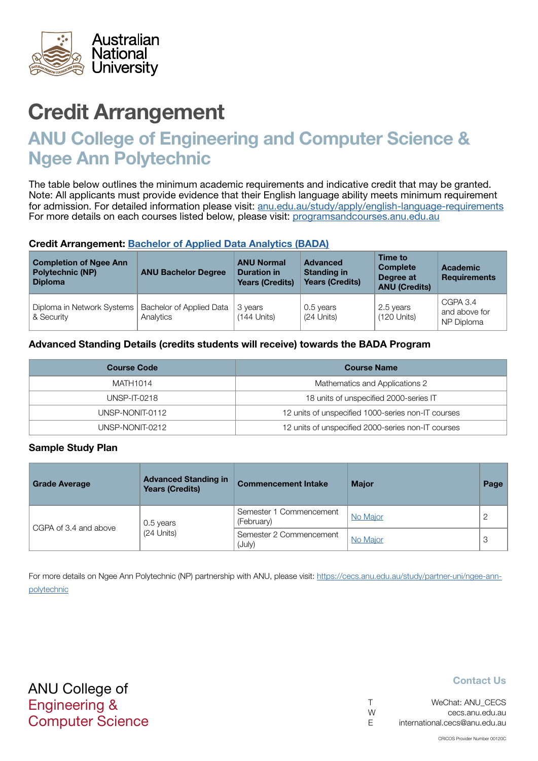Australian National University

# Credit Arrangement

## ANU College of Engineering and Computer Science & Ngee Ann Polytechnic

The table below outlines the minimum academic requirements and indicative credit that may be granted.
Note: All applicants must provide evidence that their English language ability meets minimum requirement for admission. For detailed information please visit: [anu.edu.au/study/apply/english-language-requirements](anu.edu.au/study/apply/english-language-requirements)
For more details on each courses listed below, please visit: [programsandcourses.anu.edu.au](programsandcourses.anu.edu.au)

### Credit Arrangement: Bachelor of Applied Data Analytics (BADA)

| Completion of Ngee Ann Polytechnic (NP) Diploma | ANU Bachelor Degree | ANU Normal Duration in Years (Credits) | Advanced Standing in Years (Credits) | Time to Complete Degree at ANU (Credits) | Academic Requirements |
|---|---|---|---|---|---|
| Diploma in Network Systems & Security | Bachelor of Applied Data Analytics | 3 years (144 Units) | 0.5 years (24 Units) | 2.5 years (120 Units) | CGPA 3.4 and above for NP Diploma |

### Advanced Standing Details (credits students will receive) towards the BADA Program

| Course Code | Course Name |
|---|---|
| MATH1014 | Mathematics and Applications 2 |
| UNSP-IT-0218 | 18 units of unspecified 2000-series IT |
| UNSP-NONIT-0112 | 12 units of unspecified 1000-series non-IT courses |
| UNSP-NONIT-0212 | 12 units of unspecified 2000-series non-IT courses |

### Sample Study Plan

| Grade Average | Advanced Standing in Years (Credits) | Commencement Intake | Major | Page |
|---|---|---|---|---|
| CGPA of 3.4 and above | 0.5 years (24 Units) | Semester 1 Commencement (February) | No Major | 2 |
| | | Semester 2 Commencement (July) | No Major | 3 |

For more details on Ngee Ann Polytechnic (NP) partnership with ANU, please visit: [https://cecs.anu.edu.au/study/partner-uni/ngee-ann-polytechnic](https://cecs.anu.edu.au/study/partner-uni/ngee-ann-polytechnic)

ANU College of
Engineering &
Computer Science

**Contact Us**

T WeChat: ANU_CECS
W cecs.anu.edu.au
E international.cecs@anu.edu.au

CRICOS Provider Number 00120C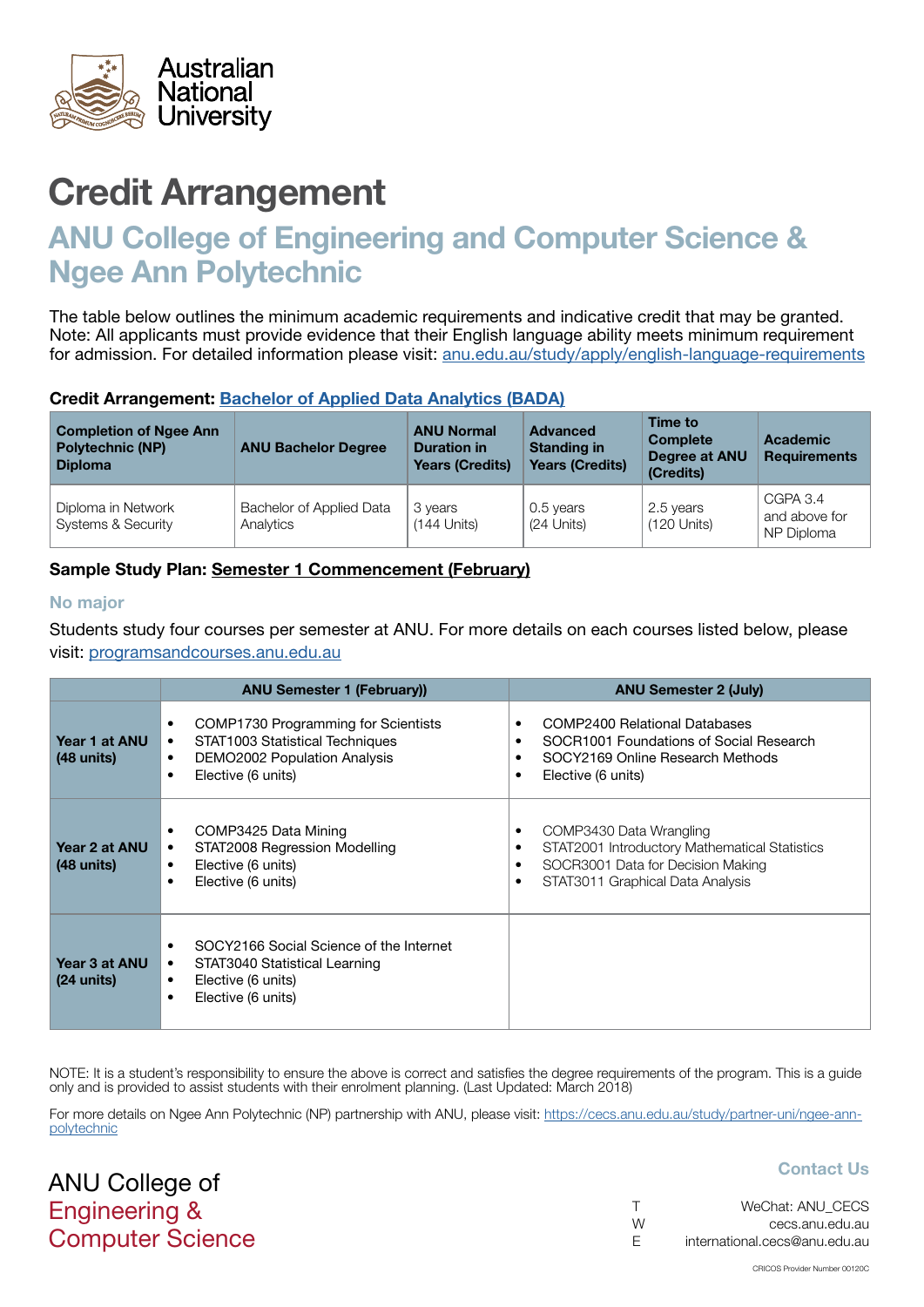Australian National University

# Credit Arrangement

## ANU College of Engineering and Computer Science & Ngee Ann Polytechnic

The table below outlines the minimum academic requirements and indicative credit that may be granted. Note: All applicants must provide evidence that their English language ability meets minimum requirement for admission. For detailed information please visit: [anu.edu.au/study/apply/english-language-requirements](anu.edu.au/study/apply/english-language-requirements)

**Credit Arrangement: [Bachelor of Applied Data Analytics (BADA)]()**

| Completion of Ngee Ann Polytechnic (NP) Diploma | ANU Bachelor Degree | ANU Normal Duration in Years (Credits) | Advanced Standing in Years (Credits) | Time to Complete Degree at ANU (Credits) | Academic Requirements |
|---|---|---|---|---|---|
| Diploma in Network Systems & Security | Bachelor of Applied Data Analytics | 3 years (144 Units) | 0.5 years (24 Units) | 2.5 years (120 Units) | CGPA 3.4 and above for NP Diploma |

**Sample Study Plan: Semester 1 Commencement (February)**

### No major

Students study four courses per semester at ANU. For more details on each courses listed below, please visit: [programsandcourses.anu.edu.au](programsandcourses.anu.edu.au)

| | ANU Semester 1 (February)) | ANU Semester 2 (July) |
|---|---|---|
| **Year 1 at ANU (48 units)** | • COMP1730 Programming for Scientists<br>• STAT1003 Statistical Techniques<br>• DEMO2002 Population Analysis<br>• Elective (6 units) | • COMP2400 Relational Databases<br>• SOCR1001 Foundations of Social Research<br>• SOCY2169 Online Research Methods<br>• Elective (6 units) |
| **Year 2 at ANU (48 units)** | • COMP3425 Data Mining<br>• STAT2008 Regression Modelling<br>• Elective (6 units)<br>• Elective (6 units) | • COMP3430 Data Wrangling<br>• STAT2001 Introductory Mathematical Statistics<br>• SOCR3001 Data for Decision Making<br>• STAT3011 Graphical Data Analysis |
| **Year 3 at ANU (24 units)** | • SOCY2166 Social Science of the Internet<br>• STAT3040 Statistical Learning<br>• Elective (6 units)<br>• Elective (6 units) | |

NOTE: It is a student's responsibility to ensure the above is correct and satisfies the degree requirements of the program. This is a guide only and is provided to assist students with their enrolment planning. (Last Updated: March 2018)

For more details on Ngee Ann Polytechnic (NP) partnership with ANU, please visit: [https://cecs.anu.edu.au/study/partner-uni/ngee-ann-polytechnic](https://cecs.anu.edu.au/study/partner-uni/ngee-ann-polytechnic)

ANU College of Engineering & Computer Science

**Contact Us**

T WeChat: ANU_CECS
W cecs.anu.edu.au
E international.cecs@anu.edu.au

CRICOS Provider Number 00120C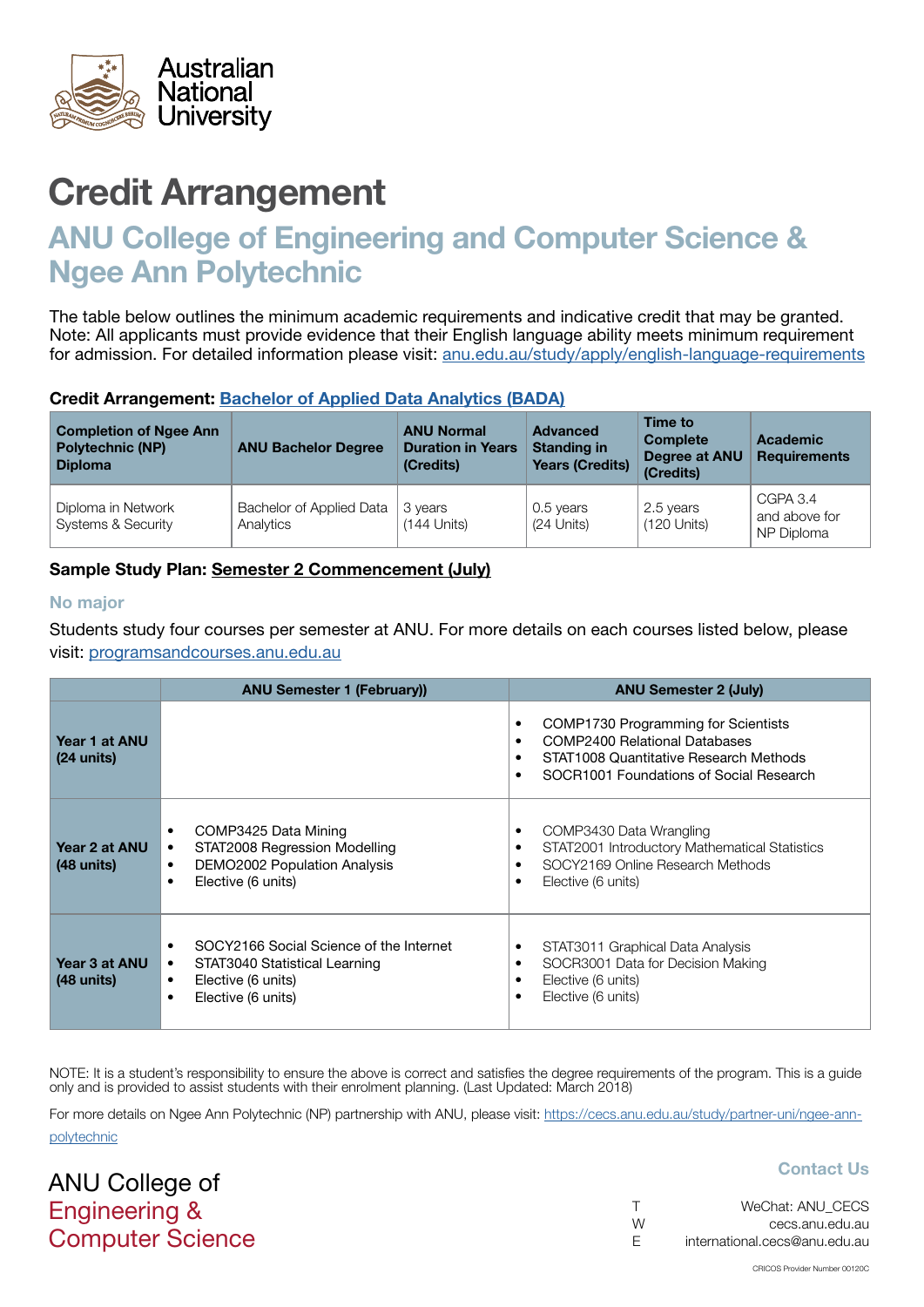Australian National University

# Credit Arrangement

## ANU College of Engineering and Computer Science & Ngee Ann Polytechnic

The table below outlines the minimum academic requirements and indicative credit that may be granted. Note: All applicants must provide evidence that their English language ability meets minimum requirement for admission. For detailed information please visit: [anu.edu.au/study/apply/english-language-requirements](anu.edu.au/study/apply/english-language-requirements)

**Credit Arrangement: [Bachelor of Applied Data Analytics (BADA)]()**

| Completion of Ngee Ann Polytechnic (NP) Diploma | ANU Bachelor Degree | ANU Normal Duration in Years (Credits) | Advanced Standing in Years (Credits) | Time to Complete Degree at ANU (Credits) | Academic Requirements |
|---|---|---|---|---|---|
| Diploma in Network Systems & Security | Bachelor of Applied Data Analytics | 3 years (144 Units) | 0.5 years (24 Units) | 2.5 years (120 Units) | CGPA 3.4 and above for NP Diploma |

**Sample Study Plan: Semester 2 Commencement (July)**

### No major

Students study four courses per semester at ANU. For more details on each courses listed below, please visit: [programsandcourses.anu.edu.au](programsandcourses.anu.edu.au)

| | ANU Semester 1 (February)) | ANU Semester 2 (July) |
|---|---|---|
| **Year 1 at ANU (24 units)** | | • COMP1730 Programming for Scientists<br>• COMP2400 Relational Databases<br>• STAT1008 Quantitative Research Methods<br>• SOCR1001 Foundations of Social Research |
| **Year 2 at ANU (48 units)** | • COMP3425 Data Mining<br>• STAT2008 Regression Modelling<br>• DEMO2002 Population Analysis<br>• Elective (6 units) | • COMP3430 Data Wrangling<br>• STAT2001 Introductory Mathematical Statistics<br>• SOCY2169 Online Research Methods<br>• Elective (6 units) |
| **Year 3 at ANU (48 units)** | • SOCY2166 Social Science of the Internet<br>• STAT3040 Statistical Learning<br>• Elective (6 units)<br>• Elective (6 units) | • STAT3011 Graphical Data Analysis<br>• SOCR3001 Data for Decision Making<br>• Elective (6 units)<br>• Elective (6 units) |

NOTE: It is a student's responsibility to ensure the above is correct and satisfies the degree requirements of the program. This is a guide only and is provided to assist students with their enrolment planning. (Last Updated: March 2018)

For more details on Ngee Ann Polytechnic (NP) partnership with ANU, please visit: [https://cecs.anu.edu.au/study/partner-uni/ngee-ann-polytechnic](https://cecs.anu.edu.au/study/partner-uni/ngee-ann-polytechnic)

ANU College of Engineering & Computer Science

**Contact Us**

T WeChat: ANU_CECS
W cecs.anu.edu.au
E international.cecs@anu.edu.au

CRICOS Provider Number 00120C